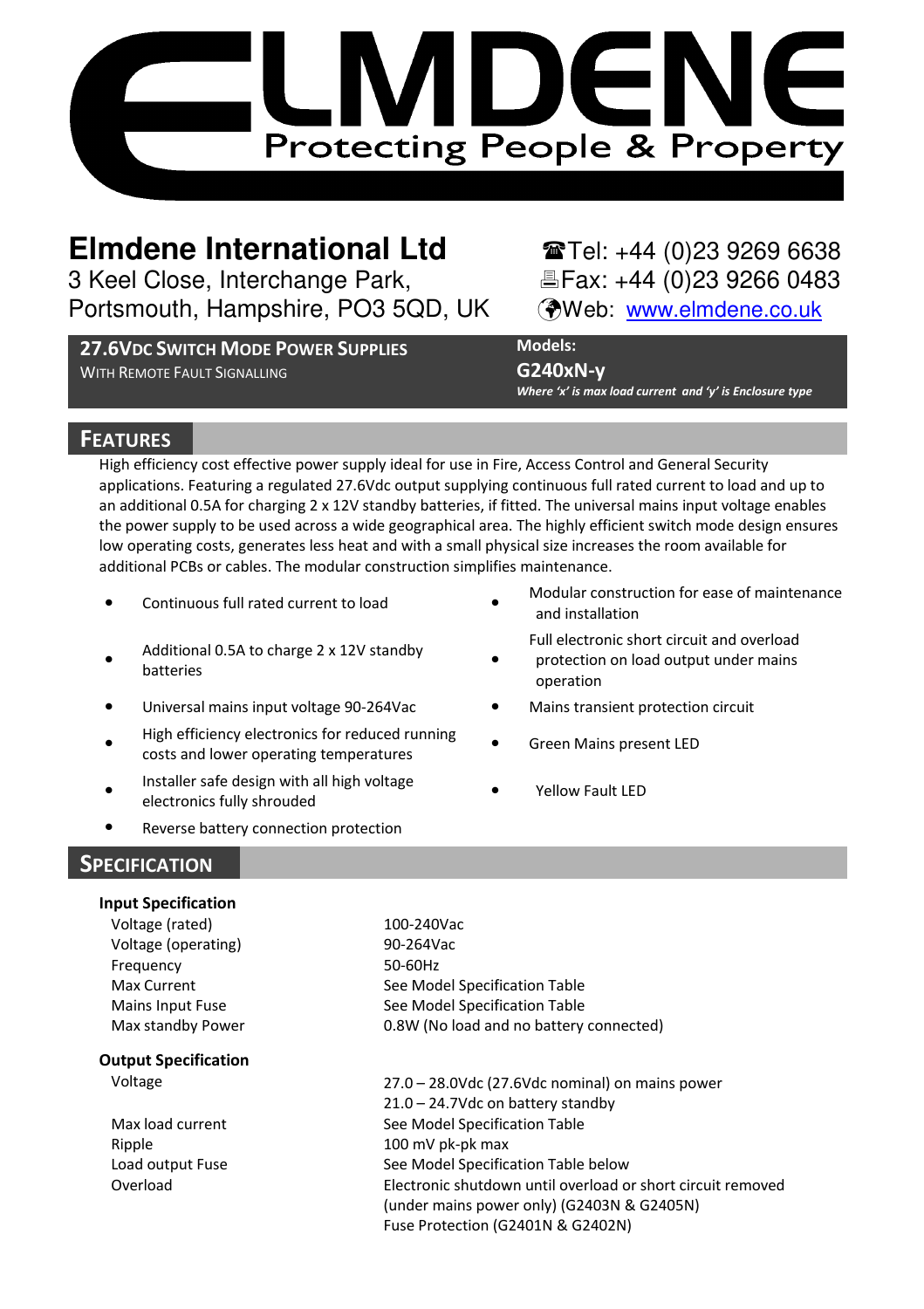# ELMDENE

Protecting People & Property

## Elmdene International Ltd

3 Keel Close, Interchange Park,
Portsmouth, Hampshire, PO3 5QD, UK

☎Tel: +44 (0)23 9269 6638
Fax: +44 (0)23 9266 0483
Web: [www.elmdene.co.uk](http://www.elmdene.co.uk)

**27.6VDC SWITCH MODE POWER SUPPLIES**
WITH REMOTE FAULT SIGNALLING

**Models:**
**G240xN-y**
***Where 'x' is max load current and 'y' is Enclosure type***

## FEATURES

High efficiency cost effective power supply ideal for use in Fire, Access Control and General Security applications. Featuring a regulated 27.6Vdc output supplying continuous full rated current to load and up to an additional 0.5A for charging 2 x 12V standby batteries, if fitted. The universal mains input voltage enables the power supply to be used across a wide geographical area. The highly efficient switch mode design ensures low operating costs, generates less heat and with a small physical size increases the room available for additional PCBs or cables. The modular construction simplifies maintenance.

- Continuous full rated current to load
- Additional 0.5A to charge 2 x 12V standby batteries
- Universal mains input voltage 90-264Vac
- High efficiency electronics for reduced running costs and lower operating temperatures
- Installer safe design with all high voltage electronics fully shrouded
- Reverse battery connection protection
- Modular construction for ease of maintenance and installation
- Full electronic short circuit and overload protection on load output under mains operation
- Mains transient protection circuit
- Green Mains present LED
- Yellow Fault LED

## SPECIFICATION

**Input Specification**

| | |
|---|---|
| Voltage (rated) | 100-240Vac |
| Voltage (operating) | 90-264Vac |
| Frequency | 50-60Hz |
| Max Current | See Model Specification Table |
| Mains Input Fuse | See Model Specification Table |
| Max standby Power | 0.8W (No load and no battery connected) |

**Output Specification**

| | |
|---|---|
| Voltage | 27.0 – 28.0Vdc (27.6Vdc nominal) on mains power<br>21.0 – 24.7Vdc on battery standby |
| Max load current | See Model Specification Table |
| Ripple | 100 mV pk-pk max |
| Load output Fuse | See Model Specification Table below |
| Overload | Electronic shutdown until overload or short circuit removed (under mains power only) (G2403N & G2405N)<br>Fuse Protection (G2401N & G2402N) |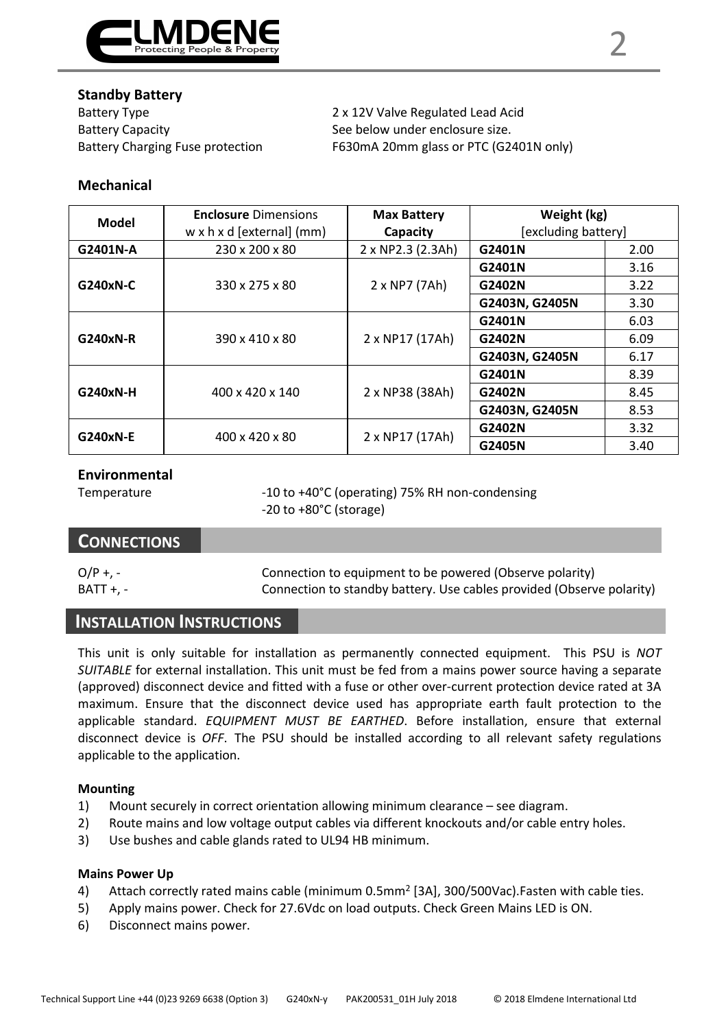### Standby Battery

| | |
|---|---|
| Battery Type | 2 x 12V Valve Regulated Lead Acid |
| Battery Capacity | See below under enclosure size. |
| Battery Charging Fuse protection | F630mA 20mm glass or PTC (G2401N only) |

### Mechanical

| Model | **Enclosure** Dimensions w x h x d [external] (mm) | Max Battery Capacity | Weight (kg) [excluding battery] | |
|---|---|---|---|---|
| **G2401N-A** | 230 x 200 x 80 | 2 x NP2.3 (2.3Ah) | **G2401N** | 2.00 |
| **G240xN-C** | 330 x 275 x 80 | 2 x NP7 (7Ah) | **G2401N** | 3.16 |
| | | | **G2402N** | 3.22 |
| | | | **G2403N, G2405N** | 3.30 |
| **G240xN-R** | 390 x 410 x 80 | 2 x NP17 (17Ah) | **G2401N** | 6.03 |
| | | | **G2402N** | 6.09 |
| | | | **G2403N, G2405N** | 6.17 |
| **G240xN-H** | 400 x 420 x 140 | 2 x NP38 (38Ah) | **G2401N** | 8.39 |
| | | | **G2402N** | 8.45 |
| | | | **G2403N, G2405N** | 8.53 |
| **G240xN-E** | 400 x 420 x 80 | 2 x NP17 (17Ah) | **G2402N** | 3.32 |
| | | | **G2405N** | 3.40 |

### Environmental

Temperature: -10 to +40°C (operating) 75% RH non-condensing
-20 to +80°C (storage)

## Connections

| | |
|---|---|
| O/P +, - | Connection to equipment to be powered (Observe polarity) |
| BATT +, - | Connection to standby battery. Use cables provided (Observe polarity) |

## Installation Instructions

This unit is only suitable for installation as permanently connected equipment. This PSU is *NOT SUITABLE* for external installation. This unit must be fed from a mains power source having a separate (approved) disconnect device and fitted with a fuse or other over-current protection device rated at 3A maximum. Ensure that the disconnect device used has appropriate earth fault protection to the applicable standard. *EQUIPMENT MUST BE EARTHED*. Before installation, ensure that external disconnect device is *OFF*. The PSU should be installed according to all relevant safety regulations applicable to the application.

#### Mounting

1) Mount securely in correct orientation allowing minimum clearance – see diagram.
2) Route mains and low voltage output cables via different knockouts and/or cable entry holes.
3) Use bushes and cable glands rated to UL94 HB minimum.

#### Mains Power Up

4) Attach correctly rated mains cable (minimum 0.5mm$^2$ [3A], 300/500Vac).Fasten with cable ties.
5) Apply mains power. Check for 27.6Vdc on load outputs. Check Green Mains LED is ON.
6) Disconnect mains power.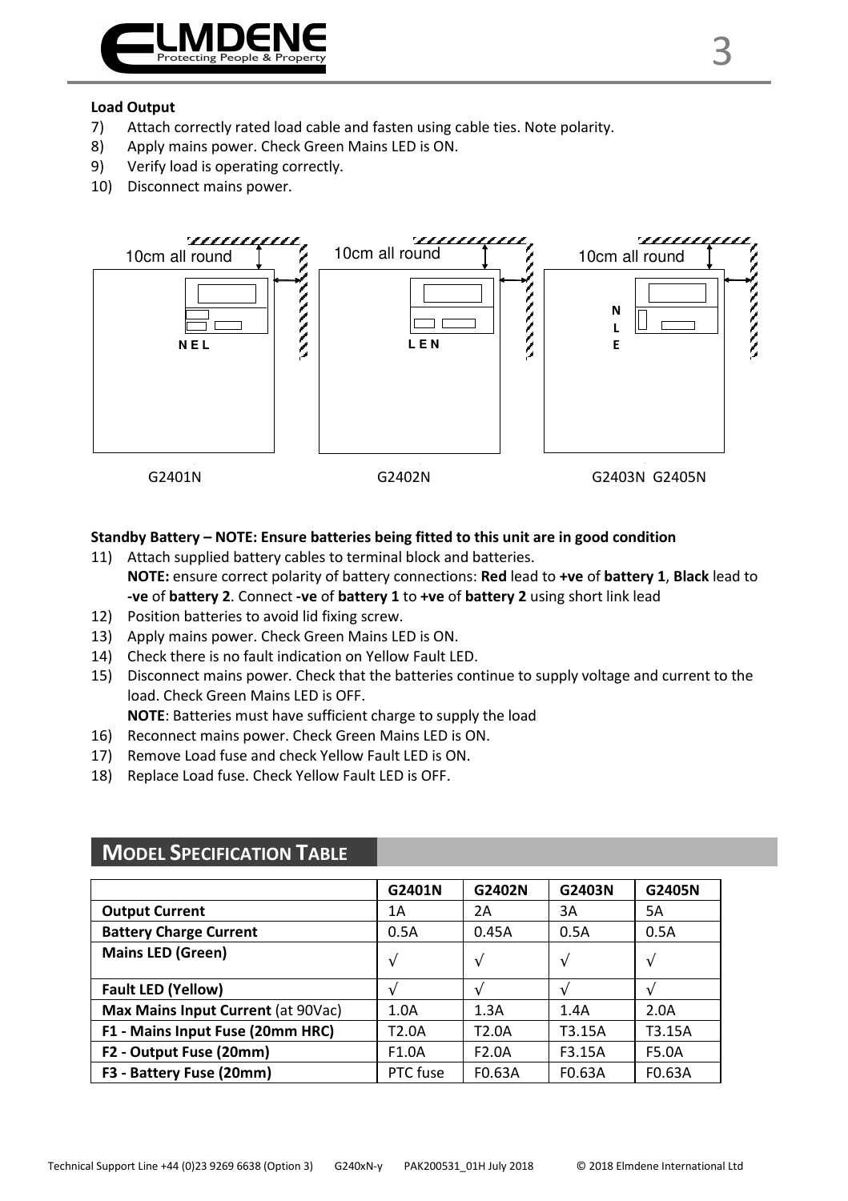**Load Output**

7) Attach correctly rated load cable and fasten using cable ties. Note polarity.
8) Apply mains power. Check Green Mains LED is ON.
9) Verify load is operating correctly.
10) Disconnect mains power.

10cm all round

N E L

G2401N

10cm all round

L E N

G2402N

10cm all round

N
L
E

G2403N G2405N

**Standby Battery – NOTE: Ensure batteries being fitted to this unit are in good condition**

11) Attach supplied battery cables to terminal block and batteries.
    **NOTE:** ensure correct polarity of battery connections: **Red** lead to **+ve** of **battery 1**, **Black** lead to **-ve** of **battery 2**. Connect **-ve** of **battery 1** to **+ve** of **battery 2** using short link lead
12) Position batteries to avoid lid fixing screw.
13) Apply mains power. Check Green Mains LED is ON.
14) Check there is no fault indication on Yellow Fault LED.
15) Disconnect mains power. Check that the batteries continue to supply voltage and current to the load. Check Green Mains LED is OFF.
    **NOTE**: Batteries must have sufficient charge to supply the load
16) Reconnect mains power. Check Green Mains LED is ON.
17) Remove Load fuse and check Yellow Fault LED is ON.
18) Replace Load fuse. Check Yellow Fault LED is OFF.

## Model Specification Table

| | G2401N | G2402N | G2403N | G2405N |
|---|---|---|---|---|
| **Output Current** | 1A | 2A | 3A | 5A |
| **Battery Charge Current** | 0.5A | 0.45A | 0.5A | 0.5A |
| **Mains LED (Green)** | √ | √ | √ | √ |
| **Fault LED (Yellow)** | √ | √ | √ | √ |
| **Max Mains Input Current** (at 90Vac) | 1.0A | 1.3A | 1.4A | 2.0A |
| **F1 - Mains Input Fuse (20mm HRC)** | T2.0A | T2.0A | T3.15A | T3.15A |
| **F2 - Output Fuse (20mm)** | F1.0A | F2.0A | F3.15A | F5.0A |
| **F3 - Battery Fuse (20mm)** | PTC fuse | F0.63A | F0.63A | F0.63A |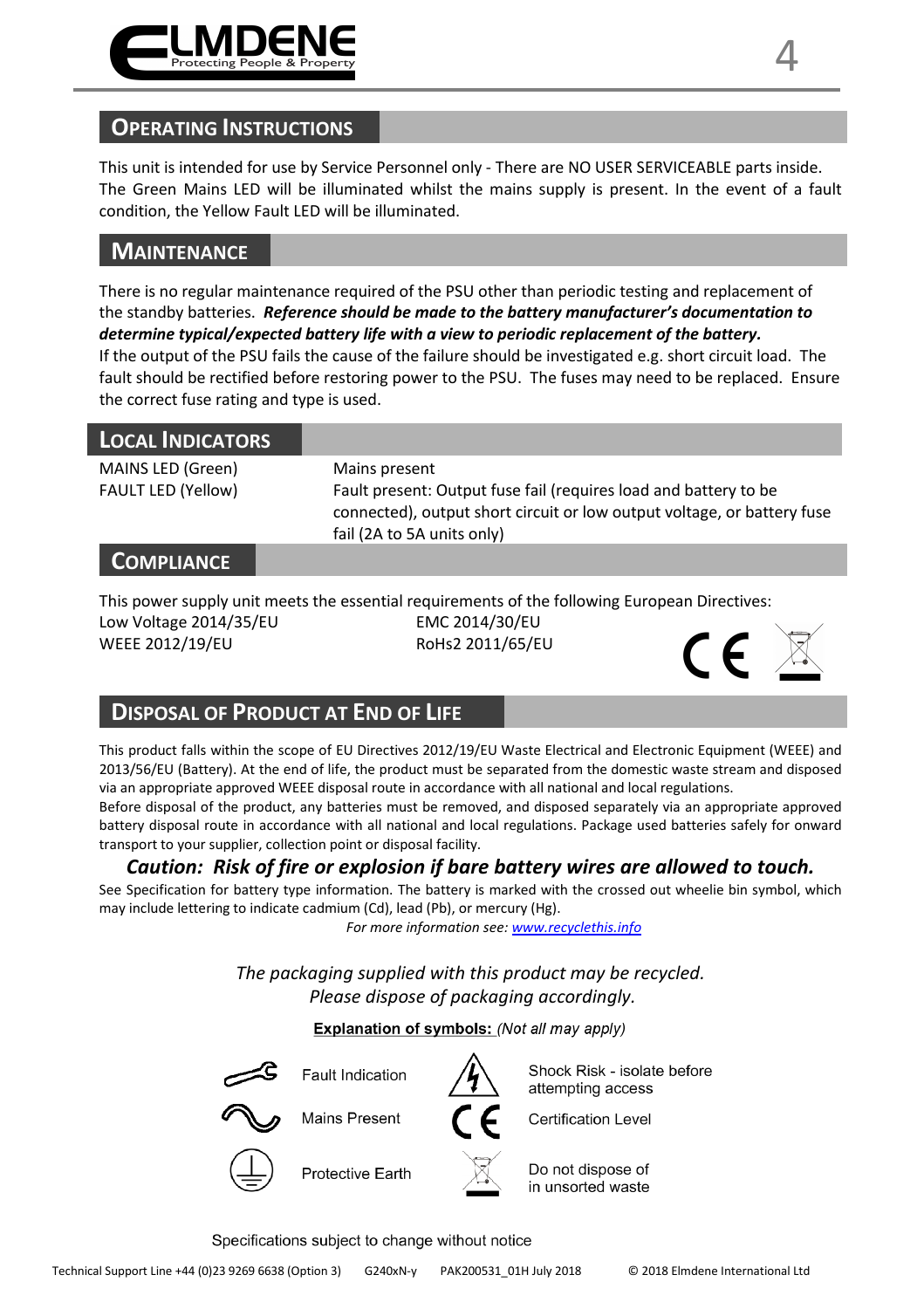## OPERATING INSTRUCTIONS

This unit is intended for use by Service Personnel only - There are NO USER SERVICEABLE parts inside. The Green Mains LED will be illuminated whilst the mains supply is present. In the event of a fault condition, the Yellow Fault LED will be illuminated.

## MAINTENANCE

There is no regular maintenance required of the PSU other than periodic testing and replacement of the standby batteries. ***Reference should be made to the battery manufacturer's documentation to determine typical/expected battery life with a view to periodic replacement of the battery.***
If the output of the PSU fails the cause of the failure should be investigated e.g. short circuit load. The fault should be rectified before restoring power to the PSU. The fuses may need to be replaced. Ensure the correct fuse rating and type is used.

## LOCAL INDICATORS

| | |
|---|---|
| MAINS LED (Green) | Mains present |
| FAULT LED (Yellow) | Fault present: Output fuse fail (requires load and battery to be connected), output short circuit or low output voltage, or battery fuse fail (2A to 5A units only) |

## COMPLIANCE

This power supply unit meets the essential requirements of the following European Directives:

| | |
|---|---|
| Low Voltage 2014/35/EU | EMC 2014/30/EU |
| WEEE 2012/19/EU | RoHs2 2011/65/EU |

## DISPOSAL OF PRODUCT AT END OF LIFE

This product falls within the scope of EU Directives 2012/19/EU Waste Electrical and Electronic Equipment (WEEE) and 2013/56/EU (Battery). At the end of life, the product must be separated from the domestic waste stream and disposed via an appropriate approved WEEE disposal route in accordance with all national and local regulations.
Before disposal of the product, any batteries must be removed, and disposed separately via an appropriate approved battery disposal route in accordance with all national and local regulations. Package used batteries safely for onward transport to your supplier, collection point or disposal facility.

***Caution: Risk of fire or explosion if bare battery wires are allowed to touch.***

See Specification for battery type information. The battery is marked with the crossed out wheelie bin symbol, which may include lettering to indicate cadmium (Cd), lead (Pb), or mercury (Hg).

*For more information see: www.recyclethis.info*

*The packaging supplied with this product may be recycled.*
*Please dispose of packaging accordingly.*

**Explanation of symbols:** *(Not all may apply)*

| | |
|---|---|
| Fault Indication | Shock Risk - isolate before attempting access |
| Mains Present | Certification Level |
| Protective Earth | Do not dispose of in unsorted waste |

Specifications subject to change without notice

Technical Support Line +44 (0)23 9269 6638 (Option 3) G240xN-y PAK200531_01H July 2018 © 2018 Elmdene International Ltd